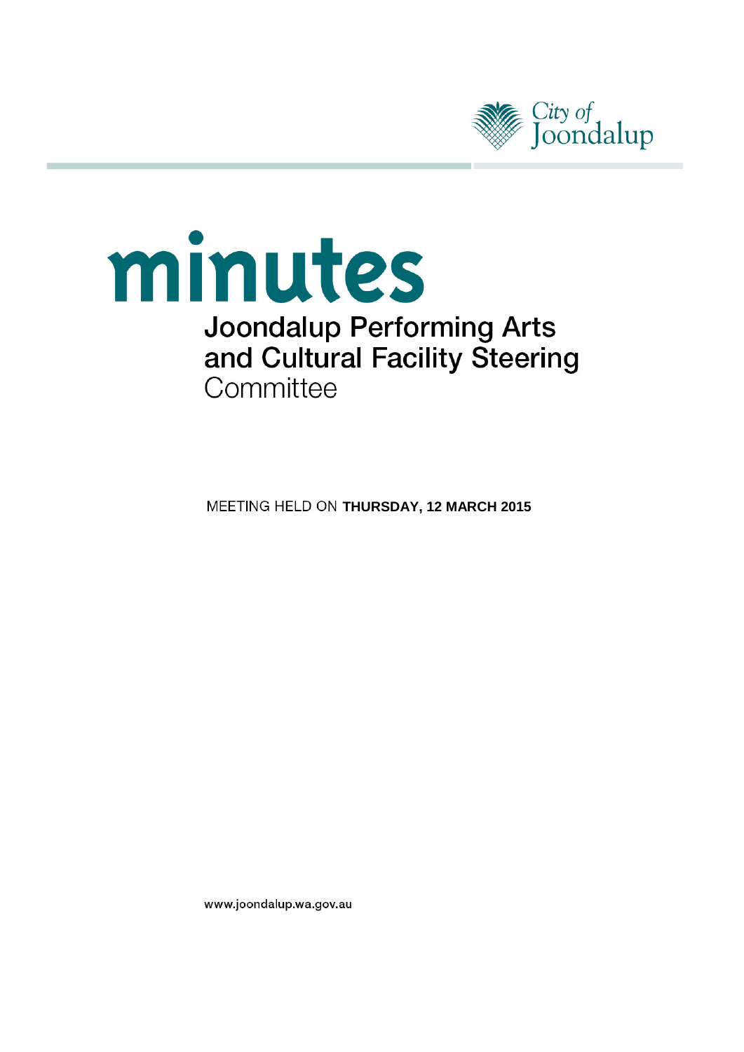City of Joondalup

# minutes

## Joondalup Performing Arts and Cultural Facility Steering Committee

MEETING HELD ON **THURSDAY, 12 MARCH 2015**

www.joondalup.wa.gov.au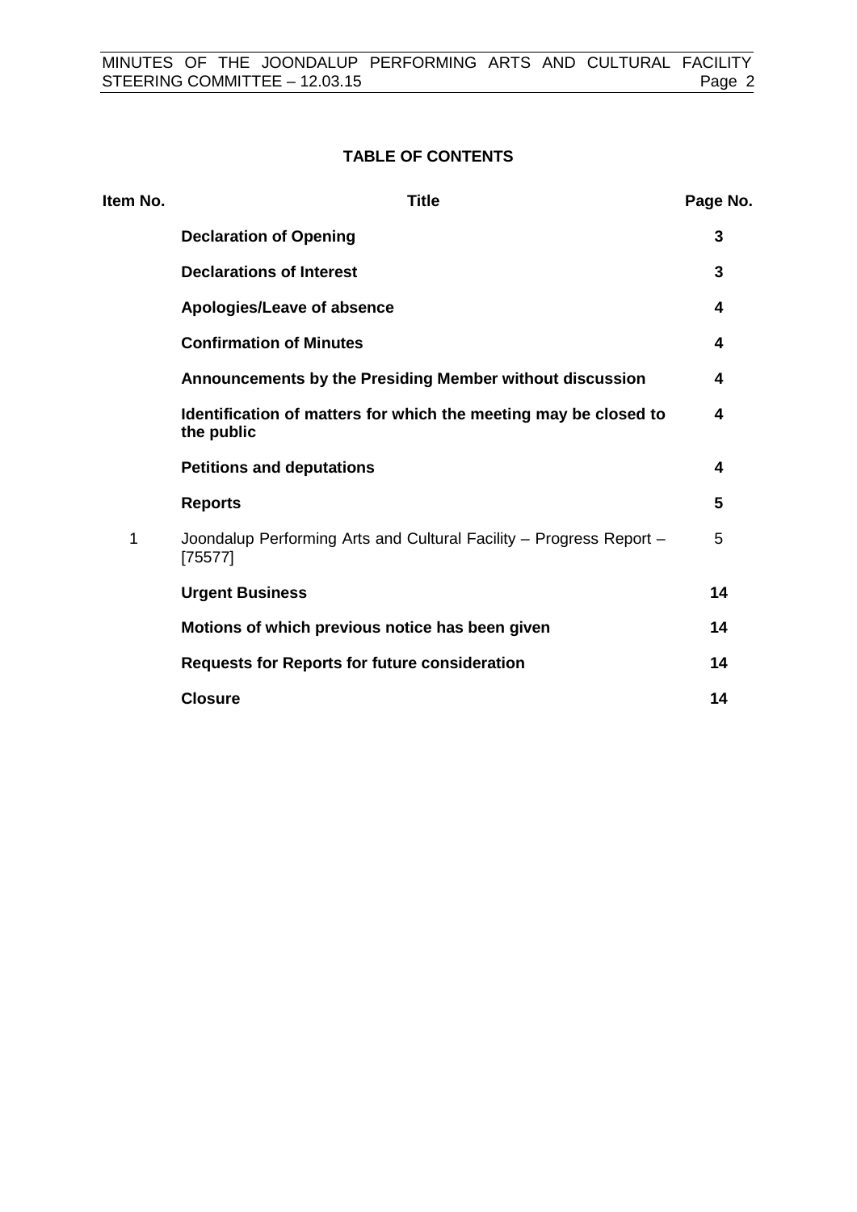**TABLE OF CONTENTS**

| Item No. | Title | Page No. |
|---|---|---|
| | **Declaration of Opening** | **3** |
| | **Declarations of Interest** | **3** |
| | **Apologies/Leave of absence** | **4** |
| | **Confirmation of Minutes** | **4** |
| | **Announcements by the Presiding Member without discussion** | **4** |
| | **Identification of matters for which the meeting may be closed to the public** | **4** |
| | **Petitions and deputations** | **4** |
| | **Reports** | **5** |
| 1 | Joondalup Performing Arts and Cultural Facility – Progress Report – [75577] | 5 |
| | **Urgent Business** | **14** |
| | **Motions of which previous notice has been given** | **14** |
| | **Requests for Reports for future consideration** | **14** |
| | **Closure** | **14** |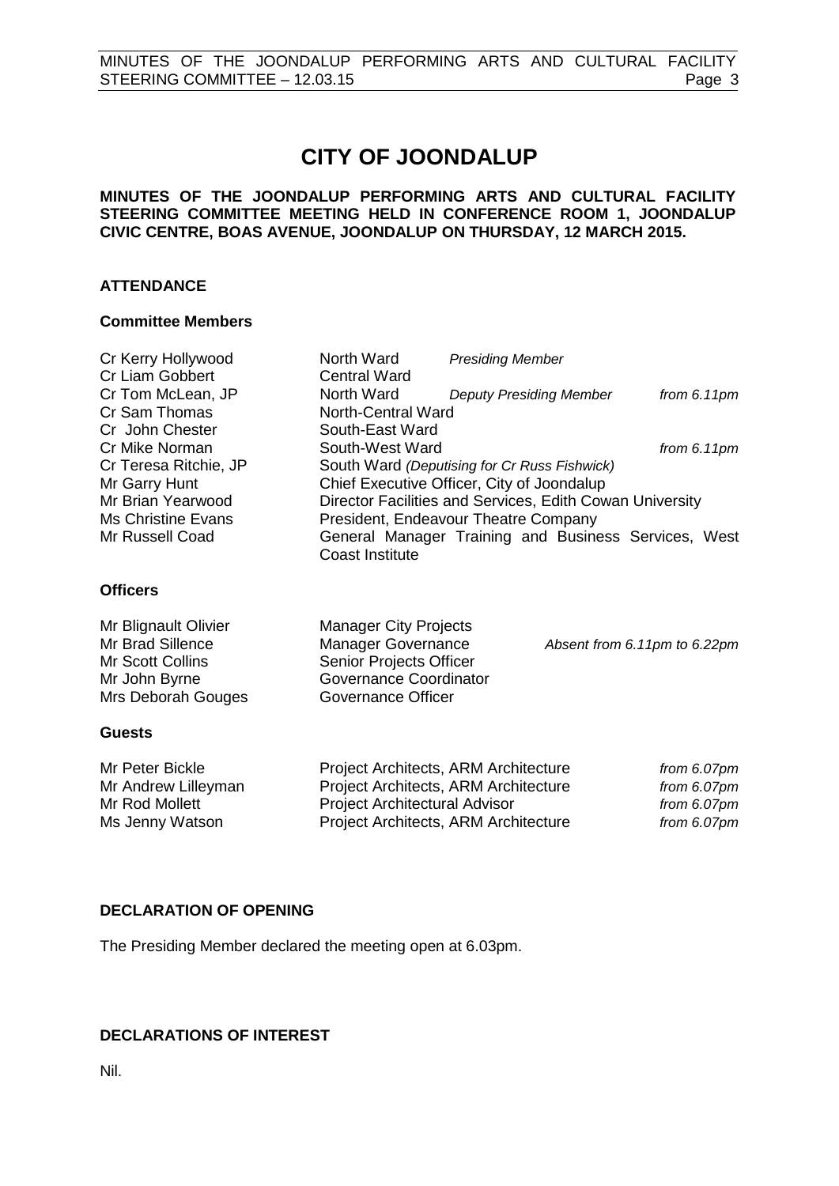# CITY OF JOONDALUP

**MINUTES OF THE JOONDALUP PERFORMING ARTS AND CULTURAL FACILITY STEERING COMMITTEE MEETING HELD IN CONFERENCE ROOM 1, JOONDALUP CIVIC CENTRE, BOAS AVENUE, JOONDALUP ON THURSDAY, 12 MARCH 2015.**

## ATTENDANCE

### Committee Members

| | | | |
|---|---|---|---|
| Cr Kerry Hollywood | North Ward | *Presiding Member* | |
| Cr Liam Gobbert | Central Ward | | |
| Cr Tom McLean, JP | North Ward | *Deputy Presiding Member* | *from 6.11pm* |
| Cr Sam Thomas | North-Central Ward | | |
| Cr John Chester | South-East Ward | | |
| Cr Mike Norman | South-West Ward | | *from 6.11pm* |
| Cr Teresa Ritchie, JP | South Ward *(Deputising for Cr Russ Fishwick)* | | |
| Mr Garry Hunt | Chief Executive Officer, City of Joondalup | | |
| Mr Brian Yearwood | Director Facilities and Services, Edith Cowan University | | |
| Ms Christine Evans | President, Endeavour Theatre Company | | |
| Mr Russell Coad | General Manager Training and Business Services, West Coast Institute | | |

### Officers

| | | |
|---|---|---|
| Mr Blignault Olivier | Manager City Projects | |
| Mr Brad Sillence | Manager Governance | *Absent from 6.11pm to 6.22pm* |
| Mr Scott Collins | Senior Projects Officer | |
| Mr John Byrne | Governance Coordinator | |
| Mrs Deborah Gouges | Governance Officer | |

### Guests

| | | |
|---|---|---|
| Mr Peter Bickle | Project Architects, ARM Architecture | *from 6.07pm* |
| Mr Andrew Lilleyman | Project Architects, ARM Architecture | *from 6.07pm* |
| Mr Rod Mollett | Project Architectural Advisor | *from 6.07pm* |
| Ms Jenny Watson | Project Architects, ARM Architecture | *from 6.07pm* |

## DECLARATION OF OPENING

The Presiding Member declared the meeting open at 6.03pm.

## DECLARATIONS OF INTEREST

Nil.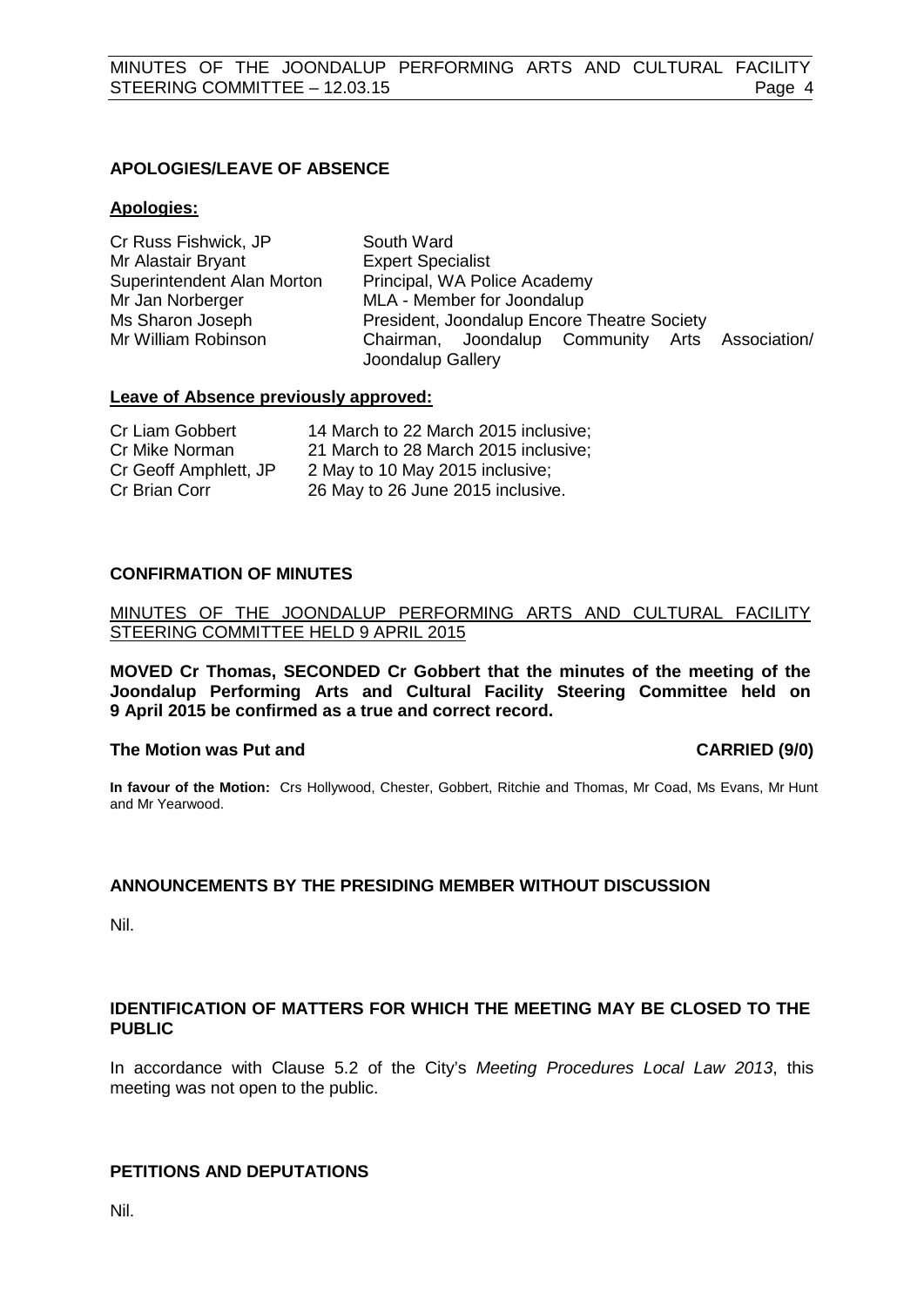## APOLOGIES/LEAVE OF ABSENCE

**Apologies:**

| | |
|---|---|
| Cr Russ Fishwick, JP | South Ward |
| Mr Alastair Bryant | Expert Specialist |
| Superintendent Alan Morton | Principal, WA Police Academy |
| Mr Jan Norberger | MLA - Member for Joondalup |
| Ms Sharon Joseph | President, Joondalup Encore Theatre Society |
| Mr William Robinson | Chairman, Joondalup Community Arts Association/ Joondalup Gallery |

**Leave of Absence previously approved:**

| | |
|---|---|
| Cr Liam Gobbert | 14 March to 22 March 2015 inclusive; |
| Cr Mike Norman | 21 March to 28 March 2015 inclusive; |
| Cr Geoff Amphlett, JP | 2 May to 10 May 2015 inclusive; |
| Cr Brian Corr | 26 May to 26 June 2015 inclusive. |

## CONFIRMATION OF MINUTES

MINUTES OF THE JOONDALUP PERFORMING ARTS AND CULTURAL FACILITY STEERING COMMITTEE HELD 9 APRIL 2015

**MOVED Cr Thomas, SECONDED Cr Gobbert that the minutes of the meeting of the Joondalup Performing Arts and Cultural Facility Steering Committee held on 9 April 2015 be confirmed as a true and correct record.**

**The Motion was Put and CARRIED (9/0)**

**In favour of the Motion:** Crs Hollywood, Chester, Gobbert, Ritchie and Thomas, Mr Coad, Ms Evans, Mr Hunt and Mr Yearwood.

## ANNOUNCEMENTS BY THE PRESIDING MEMBER WITHOUT DISCUSSION

Nil.

## IDENTIFICATION OF MATTERS FOR WHICH THE MEETING MAY BE CLOSED TO THE PUBLIC

In accordance with Clause 5.2 of the City's *Meeting Procedures Local Law 2013*, this meeting was not open to the public.

## PETITIONS AND DEPUTATIONS

Nil.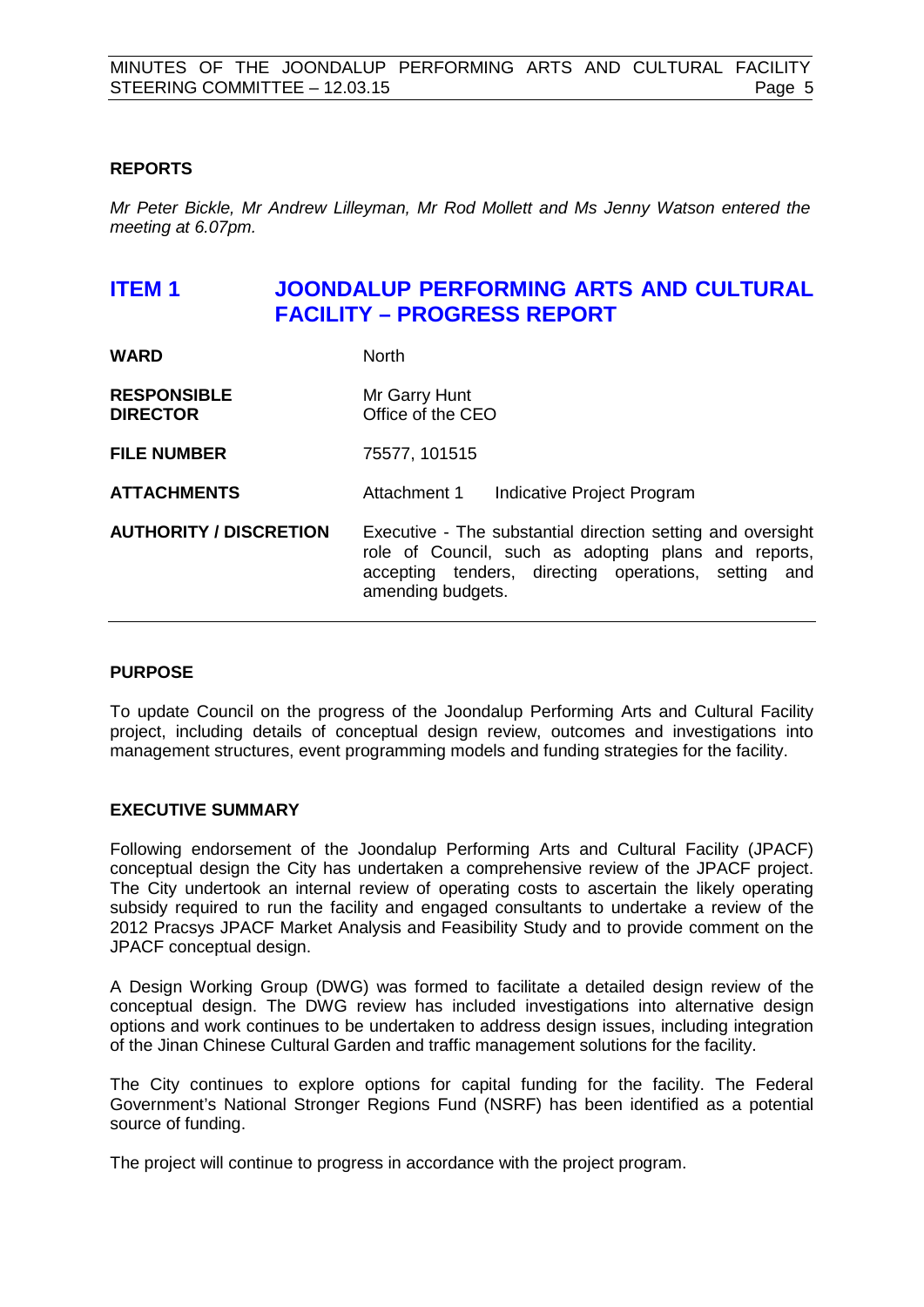## REPORTS

*Mr Peter Bickle, Mr Andrew Lilleyman, Mr Rod Mollett and Ms Jenny Watson entered the meeting at 6.07pm.*

## ITEM 1 JOONDALUP PERFORMING ARTS AND CULTURAL FACILITY – PROGRESS REPORT

| | |
|---|---|
| **WARD** | North |
| **RESPONSIBLE DIRECTOR** | Mr Garry Hunt<br>Office of the CEO |
| **FILE NUMBER** | 75577, 101515 |
| **ATTACHMENTS** | Attachment 1 Indicative Project Program |
| **AUTHORITY / DISCRETION** | Executive - The substantial direction setting and oversight role of Council, such as adopting plans and reports, accepting tenders, directing operations, setting and amending budgets. |

### PURPOSE

To update Council on the progress of the Joondalup Performing Arts and Cultural Facility project, including details of conceptual design review, outcomes and investigations into management structures, event programming models and funding strategies for the facility.

### EXECUTIVE SUMMARY

Following endorsement of the Joondalup Performing Arts and Cultural Facility (JPACF) conceptual design the City has undertaken a comprehensive review of the JPACF project. The City undertook an internal review of operating costs to ascertain the likely operating subsidy required to run the facility and engaged consultants to undertake a review of the 2012 Pracsys JPACF Market Analysis and Feasibility Study and to provide comment on the JPACF conceptual design.

A Design Working Group (DWG) was formed to facilitate a detailed design review of the conceptual design. The DWG review has included investigations into alternative design options and work continues to be undertaken to address design issues, including integration of the Jinan Chinese Cultural Garden and traffic management solutions for the facility.

The City continues to explore options for capital funding for the facility. The Federal Government's National Stronger Regions Fund (NSRF) has been identified as a potential source of funding.

The project will continue to progress in accordance with the project program.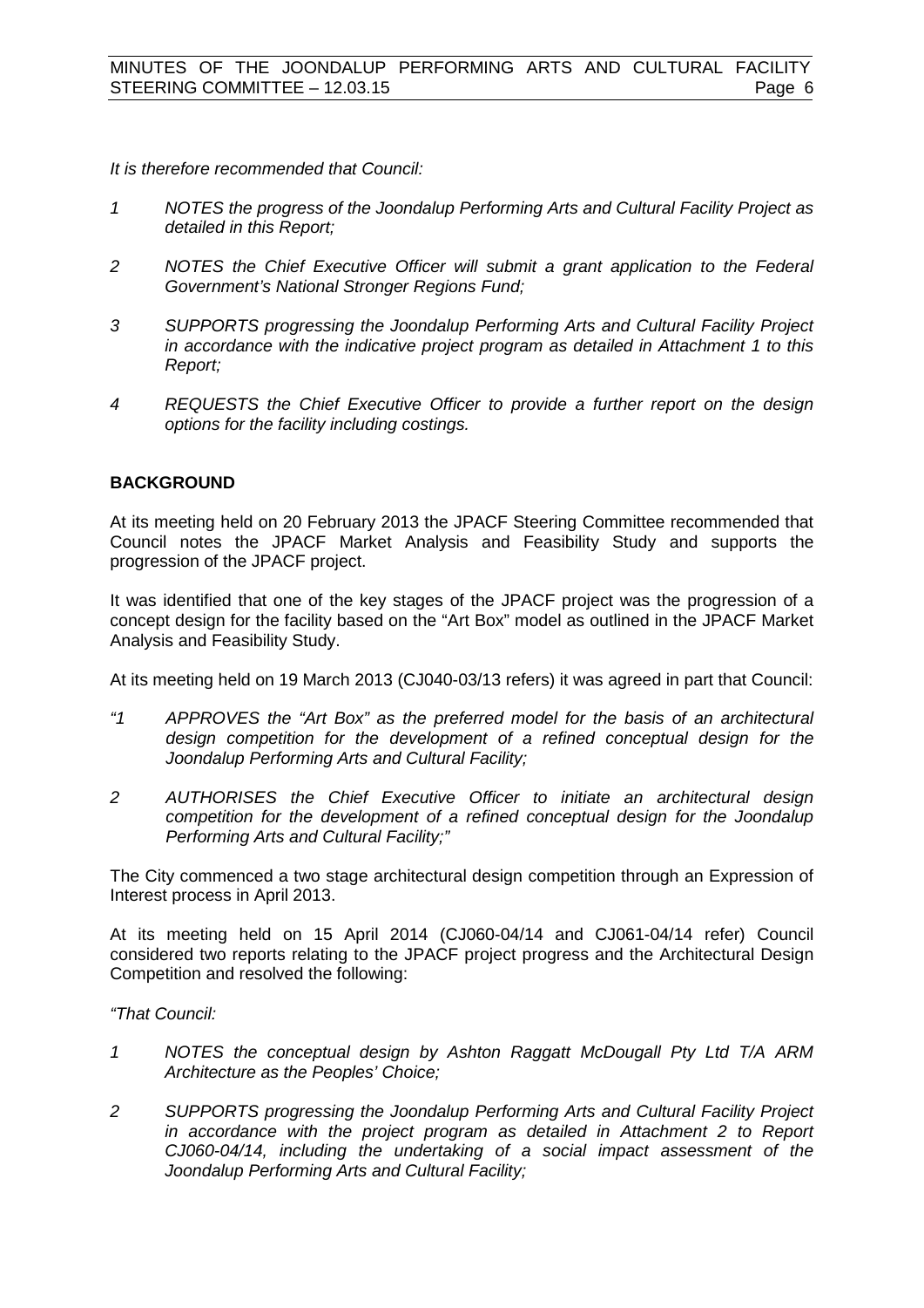*It is therefore recommended that Council:*

1. *NOTES the progress of the Joondalup Performing Arts and Cultural Facility Project as detailed in this Report;*
2. *NOTES the Chief Executive Officer will submit a grant application to the Federal Government's National Stronger Regions Fund;*
3. *SUPPORTS progressing the Joondalup Performing Arts and Cultural Facility Project in accordance with the indicative project program as detailed in Attachment 1 to this Report;*
4. *REQUESTS the Chief Executive Officer to provide a further report on the design options for the facility including costings.*

## BACKGROUND

At its meeting held on 20 February 2013 the JPACF Steering Committee recommended that Council notes the JPACF Market Analysis and Feasibility Study and supports the progression of the JPACF project.

It was identified that one of the key stages of the JPACF project was the progression of a concept design for the facility based on the "Art Box" model as outlined in the JPACF Market Analysis and Feasibility Study.

At its meeting held on 19 March 2013 (CJ040-03/13 refers) it was agreed in part that Council:

*"1 APPROVES the "Art Box" as the preferred model for the basis of an architectural design competition for the development of a refined conceptual design for the Joondalup Performing Arts and Cultural Facility;*

*2 AUTHORISES the Chief Executive Officer to initiate an architectural design competition for the development of a refined conceptual design for the Joondalup Performing Arts and Cultural Facility;"*

The City commenced a two stage architectural design competition through an Expression of Interest process in April 2013.

At its meeting held on 15 April 2014 (CJ060-04/14 and CJ061-04/14 refer) Council considered two reports relating to the JPACF project progress and the Architectural Design Competition and resolved the following:

*"That Council:*

1. *NOTES the conceptual design by Ashton Raggatt McDougall Pty Ltd T/A ARM Architecture as the Peoples' Choice;*
2. *SUPPORTS progressing the Joondalup Performing Arts and Cultural Facility Project in accordance with the project program as detailed in Attachment 2 to Report CJ060-04/14, including the undertaking of a social impact assessment of the Joondalup Performing Arts and Cultural Facility;*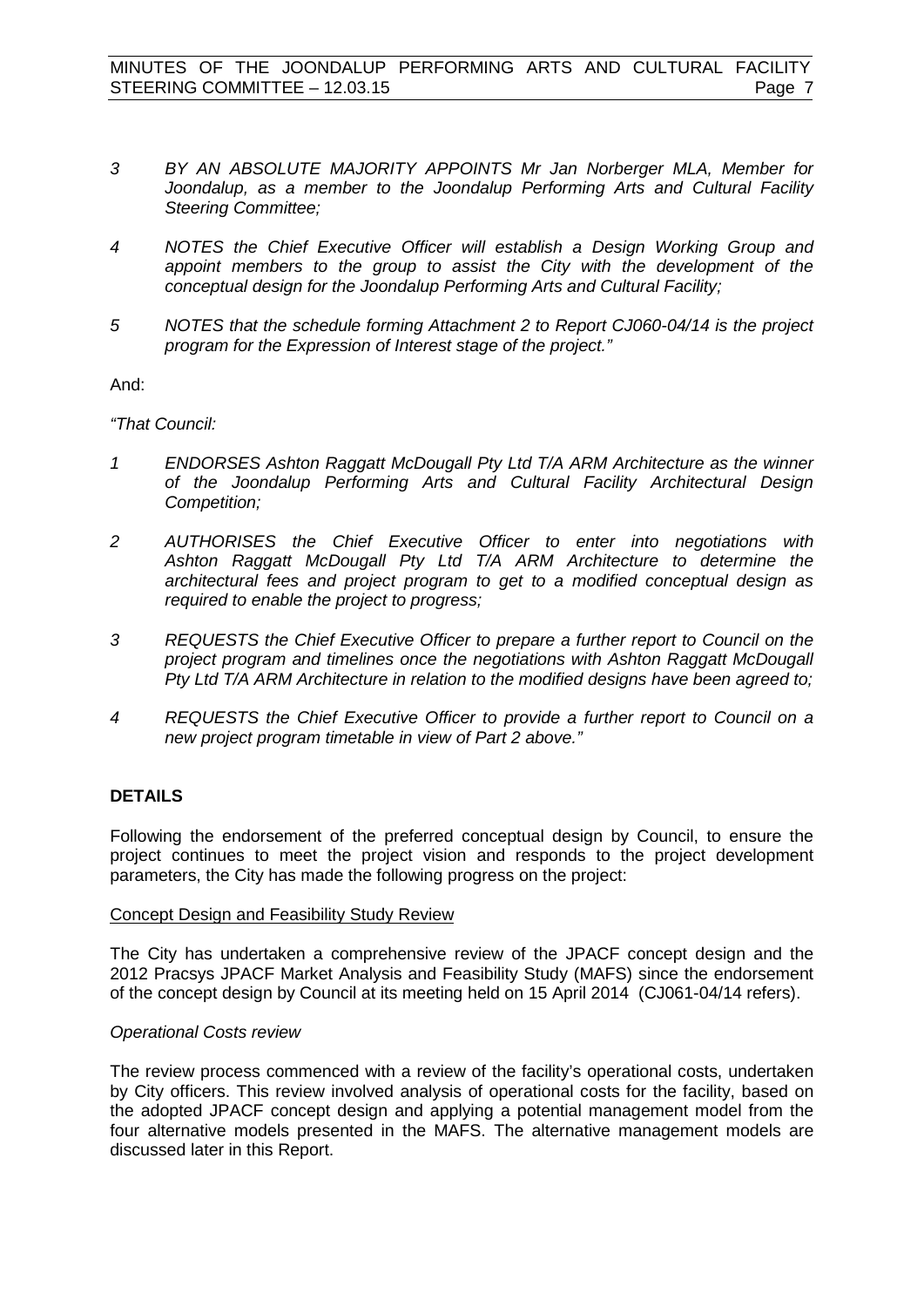*3 BY AN ABSOLUTE MAJORITY APPOINTS Mr Jan Norberger MLA, Member for Joondalup, as a member to the Joondalup Performing Arts and Cultural Facility Steering Committee;*

*4 NOTES the Chief Executive Officer will establish a Design Working Group and appoint members to the group to assist the City with the development of the conceptual design for the Joondalup Performing Arts and Cultural Facility;*

*5 NOTES that the schedule forming Attachment 2 to Report CJ060-04/14 is the project program for the Expression of Interest stage of the project."*

And:

*"That Council:*

*1 ENDORSES Ashton Raggatt McDougall Pty Ltd T/A ARM Architecture as the winner of the Joondalup Performing Arts and Cultural Facility Architectural Design Competition;*

*2 AUTHORISES the Chief Executive Officer to enter into negotiations with Ashton Raggatt McDougall Pty Ltd T/A ARM Architecture to determine the architectural fees and project program to get to a modified conceptual design as required to enable the project to progress;*

*3 REQUESTS the Chief Executive Officer to prepare a further report to Council on the project program and timelines once the negotiations with Ashton Raggatt McDougall Pty Ltd T/A ARM Architecture in relation to the modified designs have been agreed to;*

*4 REQUESTS the Chief Executive Officer to provide a further report to Council on a new project program timetable in view of Part 2 above."*

## DETAILS

Following the endorsement of the preferred conceptual design by Council, to ensure the project continues to meet the project vision and responds to the project development parameters, the City has made the following progress on the project:

Concept Design and Feasibility Study Review

The City has undertaken a comprehensive review of the JPACF concept design and the 2012 Pracsys JPACF Market Analysis and Feasibility Study (MAFS) since the endorsement of the concept design by Council at its meeting held on 15 April 2014 (CJ061-04/14 refers).

*Operational Costs review*

The review process commenced with a review of the facility's operational costs, undertaken by City officers. This review involved analysis of operational costs for the facility, based on the adopted JPACF concept design and applying a potential management model from the four alternative models presented in the MAFS. The alternative management models are discussed later in this Report.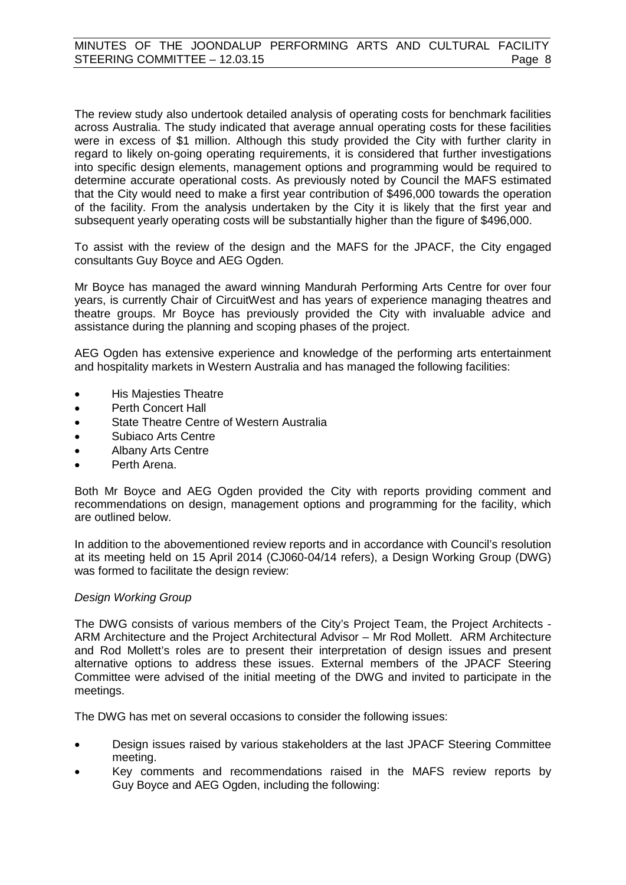The review study also undertook detailed analysis of operating costs for benchmark facilities across Australia. The study indicated that average annual operating costs for these facilities were in excess of $1 million. Although this study provided the City with further clarity in regard to likely on-going operating requirements, it is considered that further investigations into specific design elements, management options and programming would be required to determine accurate operational costs. As previously noted by Council the MAFS estimated that the City would need to make a first year contribution of $496,000 towards the operation of the facility. From the analysis undertaken by the City it is likely that the first year and subsequent yearly operating costs will be substantially higher than the figure of $496,000.

To assist with the review of the design and the MAFS for the JPACF, the City engaged consultants Guy Boyce and AEG Ogden.

Mr Boyce has managed the award winning Mandurah Performing Arts Centre for over four years, is currently Chair of CircuitWest and has years of experience managing theatres and theatre groups. Mr Boyce has previously provided the City with invaluable advice and assistance during the planning and scoping phases of the project.

AEG Ogden has extensive experience and knowledge of the performing arts entertainment and hospitality markets in Western Australia and has managed the following facilities:

- His Majesties Theatre
- Perth Concert Hall
- State Theatre Centre of Western Australia
- Subiaco Arts Centre
- Albany Arts Centre
- Perth Arena.

Both Mr Boyce and AEG Ogden provided the City with reports providing comment and recommendations on design, management options and programming for the facility, which are outlined below.

In addition to the abovementioned review reports and in accordance with Council's resolution at its meeting held on 15 April 2014 (CJ060-04/14 refers), a Design Working Group (DWG) was formed to facilitate the design review:

*Design Working Group*

The DWG consists of various members of the City's Project Team, the Project Architects - ARM Architecture and the Project Architectural Advisor – Mr Rod Mollett. ARM Architecture and Rod Mollett's roles are to present their interpretation of design issues and present alternative options to address these issues. External members of the JPACF Steering Committee were advised of the initial meeting of the DWG and invited to participate in the meetings.

The DWG has met on several occasions to consider the following issues:

- Design issues raised by various stakeholders at the last JPACF Steering Committee meeting.
- Key comments and recommendations raised in the MAFS review reports by Guy Boyce and AEG Ogden, including the following: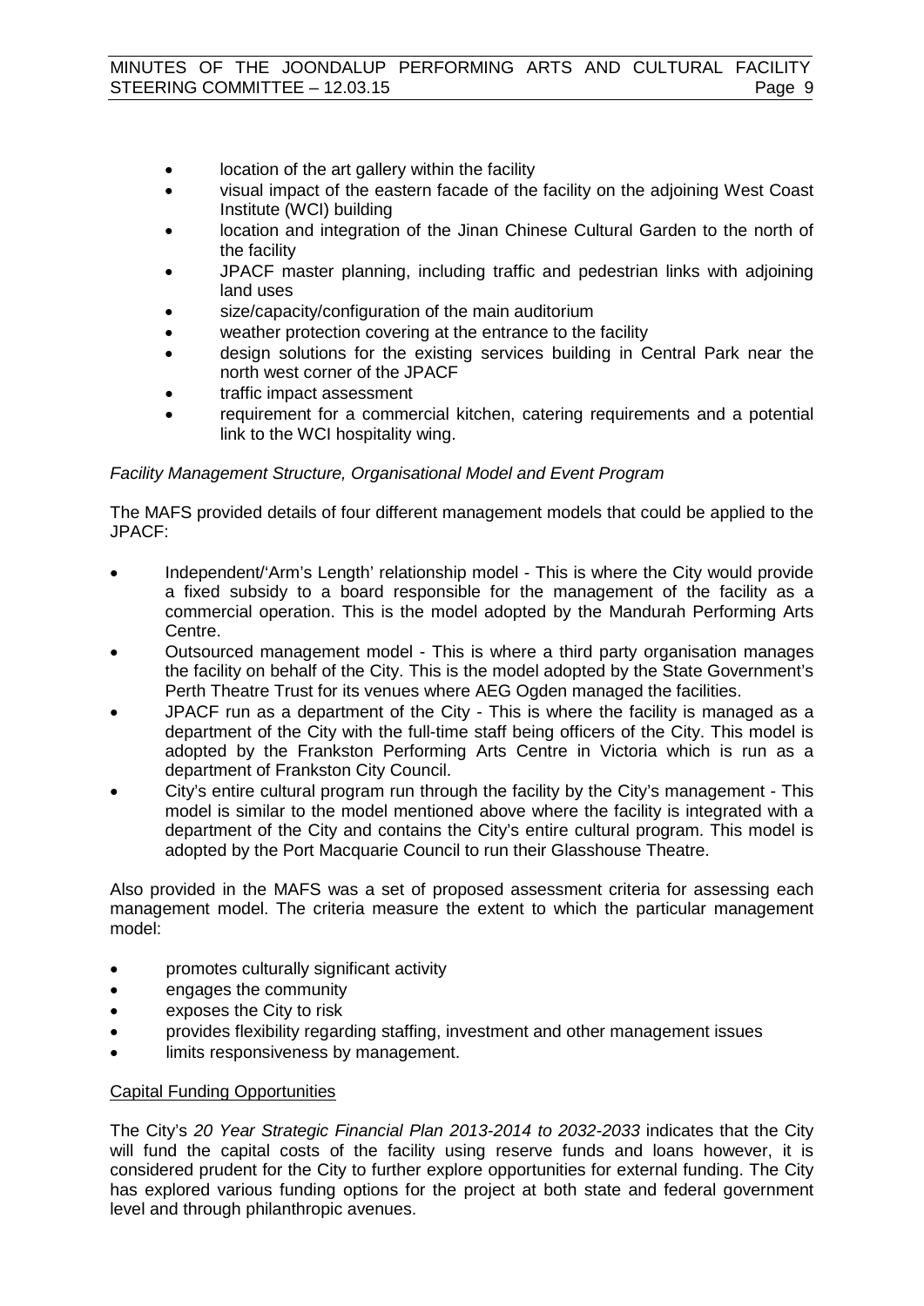- location of the art gallery within the facility
- visual impact of the eastern facade of the facility on the adjoining West Coast Institute (WCI) building
- location and integration of the Jinan Chinese Cultural Garden to the north of the facility
- JPACF master planning, including traffic and pedestrian links with adjoining land uses
- size/capacity/configuration of the main auditorium
- weather protection covering at the entrance to the facility
- design solutions for the existing services building in Central Park near the north west corner of the JPACF
- traffic impact assessment
- requirement for a commercial kitchen, catering requirements and a potential link to the WCI hospitality wing.

*Facility Management Structure, Organisational Model and Event Program*

The MAFS provided details of four different management models that could be applied to the JPACF:

- Independent/'Arm's Length' relationship model - This is where the City would provide a fixed subsidy to a board responsible for the management of the facility as a commercial operation. This is the model adopted by the Mandurah Performing Arts Centre.
- Outsourced management model - This is where a third party organisation manages the facility on behalf of the City. This is the model adopted by the State Government's Perth Theatre Trust for its venues where AEG Ogden managed the facilities.
- JPACF run as a department of the City - This is where the facility is managed as a department of the City with the full-time staff being officers of the City. This model is adopted by the Frankston Performing Arts Centre in Victoria which is run as a department of Frankston City Council.
- City's entire cultural program run through the facility by the City's management - This model is similar to the model mentioned above where the facility is integrated with a department of the City and contains the City's entire cultural program. This model is adopted by the Port Macquarie Council to run their Glasshouse Theatre.

Also provided in the MAFS was a set of proposed assessment criteria for assessing each management model. The criteria measure the extent to which the particular management model:

- promotes culturally significant activity
- engages the community
- exposes the City to risk
- provides flexibility regarding staffing, investment and other management issues
- limits responsiveness by management.

<u>Capital Funding Opportunities</u>

The City's *20 Year Strategic Financial Plan 2013-2014 to 2032-2033* indicates that the City will fund the capital costs of the facility using reserve funds and loans however, it is considered prudent for the City to further explore opportunities for external funding. The City has explored various funding options for the project at both state and federal government level and through philanthropic avenues.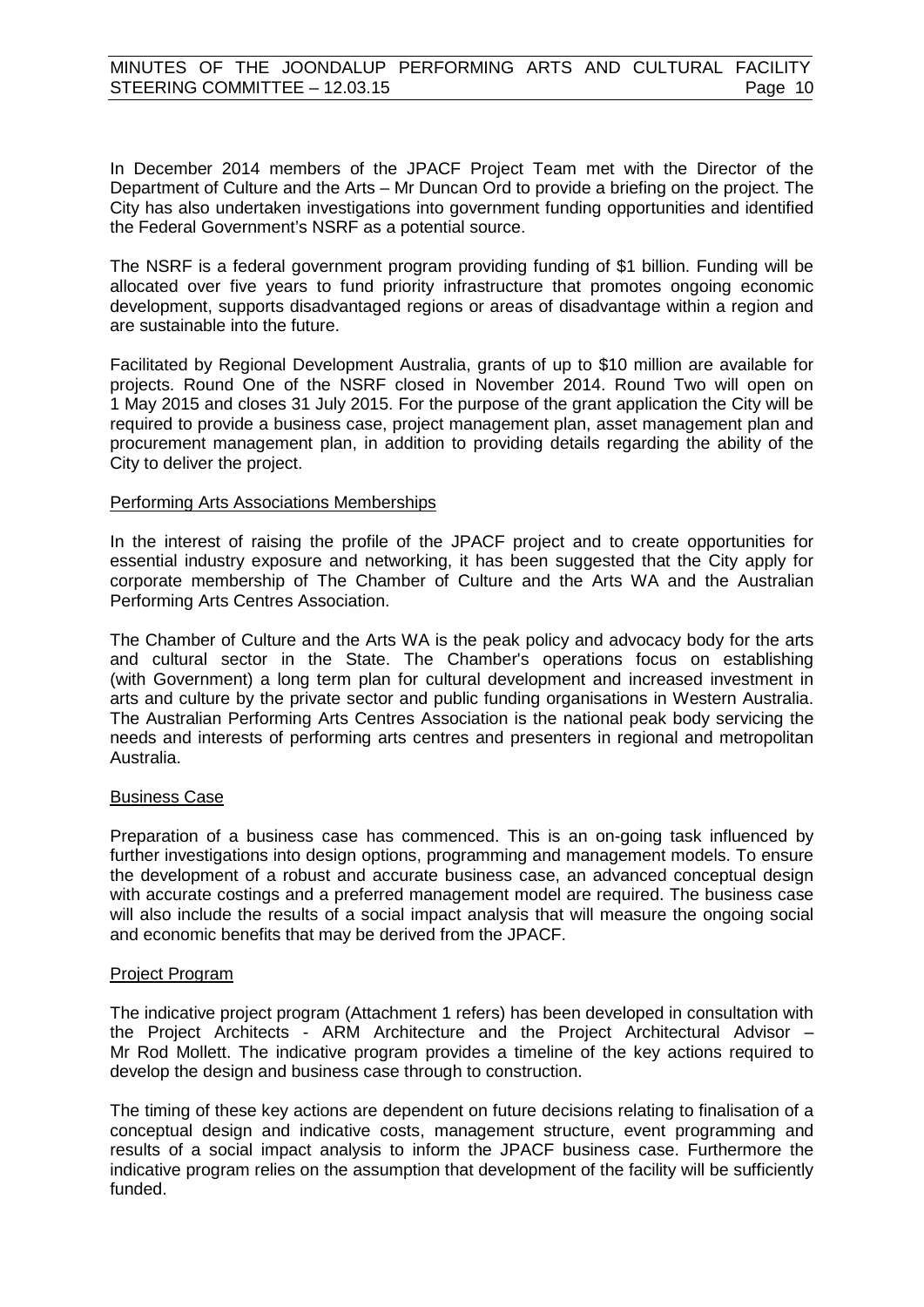In December 2014 members of the JPACF Project Team met with the Director of the Department of Culture and the Arts – Mr Duncan Ord to provide a briefing on the project. The City has also undertaken investigations into government funding opportunities and identified the Federal Government's NSRF as a potential source.

The NSRF is a federal government program providing funding of $1 billion. Funding will be allocated over five years to fund priority infrastructure that promotes ongoing economic development, supports disadvantaged regions or areas of disadvantage within a region and are sustainable into the future.

Facilitated by Regional Development Australia, grants of up to $10 million are available for projects. Round One of the NSRF closed in November 2014. Round Two will open on 1 May 2015 and closes 31 July 2015. For the purpose of the grant application the City will be required to provide a business case, project management plan, asset management plan and procurement management plan, in addition to providing details regarding the ability of the City to deliver the project.

<u>Performing Arts Associations Memberships</u>

In the interest of raising the profile of the JPACF project and to create opportunities for essential industry exposure and networking, it has been suggested that the City apply for corporate membership of The Chamber of Culture and the Arts WA and the Australian Performing Arts Centres Association.

The Chamber of Culture and the Arts WA is the peak policy and advocacy body for the arts and cultural sector in the State. The Chamber's operations focus on establishing (with Government) a long term plan for cultural development and increased investment in arts and culture by the private sector and public funding organisations in Western Australia. The Australian Performing Arts Centres Association is the national peak body servicing the needs and interests of performing arts centres and presenters in regional and metropolitan Australia.

<u>Business Case</u>

Preparation of a business case has commenced. This is an on-going task influenced by further investigations into design options, programming and management models. To ensure the development of a robust and accurate business case, an advanced conceptual design with accurate costings and a preferred management model are required. The business case will also include the results of a social impact analysis that will measure the ongoing social and economic benefits that may be derived from the JPACF.

<u>Project Program</u>

The indicative project program (Attachment 1 refers) has been developed in consultation with the Project Architects - ARM Architecture and the Project Architectural Advisor – Mr Rod Mollett. The indicative program provides a timeline of the key actions required to develop the design and business case through to construction.

The timing of these key actions are dependent on future decisions relating to finalisation of a conceptual design and indicative costs, management structure, event programming and results of a social impact analysis to inform the JPACF business case. Furthermore the indicative program relies on the assumption that development of the facility will be sufficiently funded.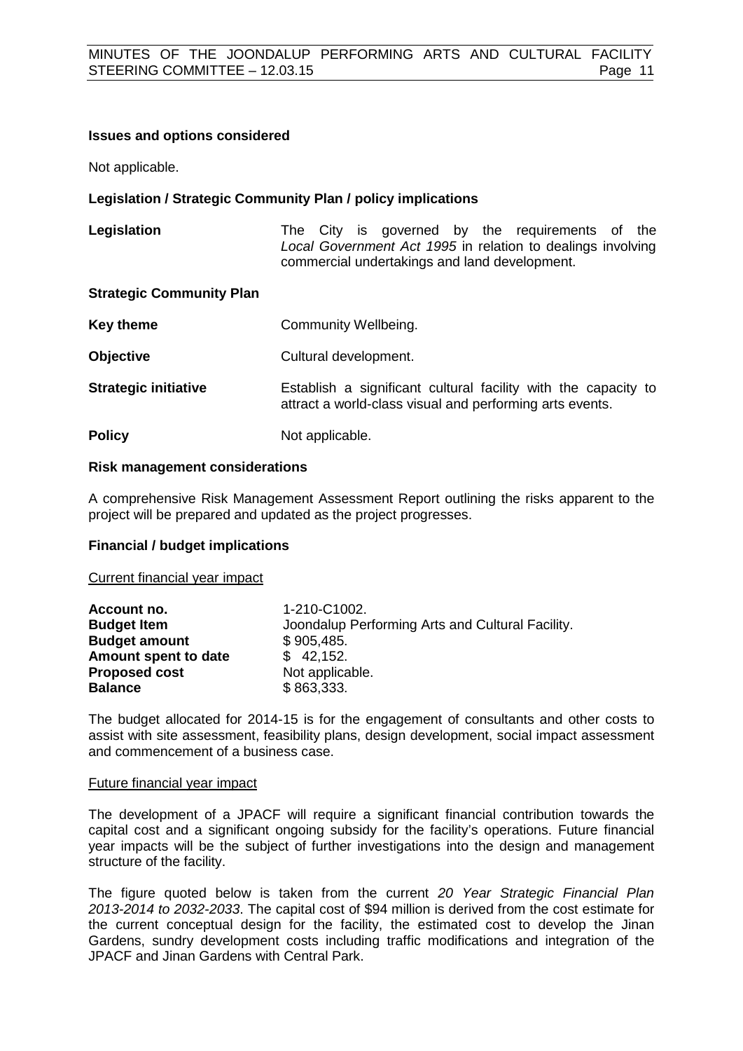**Issues and options considered**

Not applicable.

**Legislation / Strategic Community Plan / policy implications**

| | |
|---|---|
| **Legislation** | The City is governed by the requirements of the *Local Government Act 1995* in relation to dealings involving commercial undertakings and land development. |
| **Strategic Community Plan** | |
| **Key theme** | Community Wellbeing. |
| **Objective** | Cultural development. |
| **Strategic initiative** | Establish a significant cultural facility with the capacity to attract a world-class visual and performing arts events. |
| **Policy** | Not applicable. |

**Risk management considerations**

A comprehensive Risk Management Assessment Report outlining the risks apparent to the project will be prepared and updated as the project progresses.

**Financial / budget implications**

Current financial year impact

| | |
|---|---|
| **Account no.** | 1-210-C1002. |
| **Budget Item** | Joondalup Performing Arts and Cultural Facility. |
| **Budget amount** | $ 905,485. |
| **Amount spent to date** | $ 42,152. |
| **Proposed cost** | Not applicable. |
| **Balance** | $ 863,333. |

The budget allocated for 2014-15 is for the engagement of consultants and other costs to assist with site assessment, feasibility plans, design development, social impact assessment and commencement of a business case.

Future financial year impact

The development of a JPACF will require a significant financial contribution towards the capital cost and a significant ongoing subsidy for the facility's operations. Future financial year impacts will be the subject of further investigations into the design and management structure of the facility.

The figure quoted below is taken from the current *20 Year Strategic Financial Plan 2013-2014 to 2032-2033*. The capital cost of $94 million is derived from the cost estimate for the current conceptual design for the facility, the estimated cost to develop the Jinan Gardens, sundry development costs including traffic modifications and integration of the JPACF and Jinan Gardens with Central Park.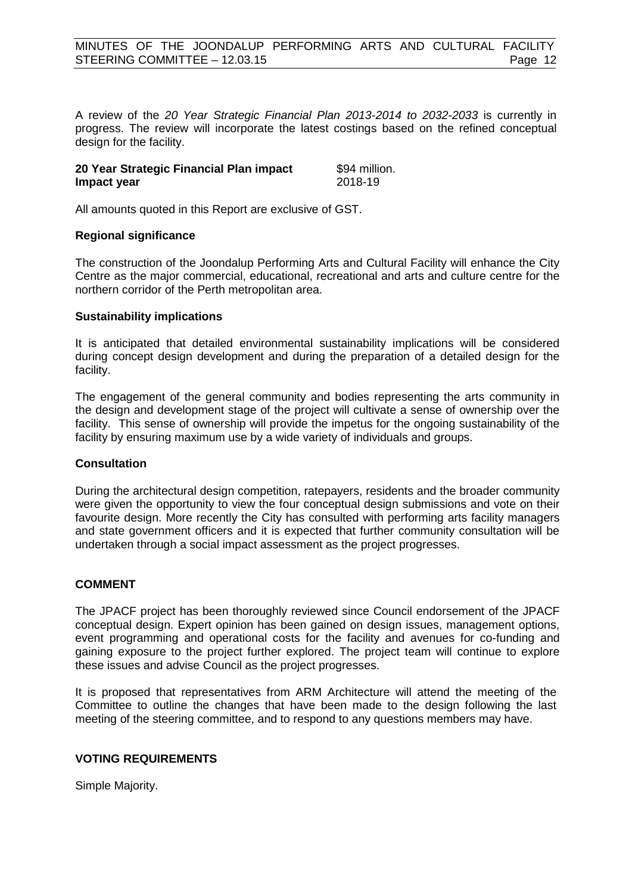A review of the *20 Year Strategic Financial Plan 2013-2014 to 2032-2033* is currently in progress. The review will incorporate the latest costings based on the refined conceptual design for the facility.

| | |
|---|---|
| **20 Year Strategic Financial Plan impact** | $94 million. |
| **Impact year** | 2018-19 |

All amounts quoted in this Report are exclusive of GST.

**Regional significance**

The construction of the Joondalup Performing Arts and Cultural Facility will enhance the City Centre as the major commercial, educational, recreational and arts and culture centre for the northern corridor of the Perth metropolitan area.

**Sustainability implications**

It is anticipated that detailed environmental sustainability implications will be considered during concept design development and during the preparation of a detailed design for the facility.

The engagement of the general community and bodies representing the arts community in the design and development stage of the project will cultivate a sense of ownership over the facility. This sense of ownership will provide the impetus for the ongoing sustainability of the facility by ensuring maximum use by a wide variety of individuals and groups.

**Consultation**

During the architectural design competition, ratepayers, residents and the broader community were given the opportunity to view the four conceptual design submissions and vote on their favourite design. More recently the City has consulted with performing arts facility managers and state government officers and it is expected that further community consultation will be undertaken through a social impact assessment as the project progresses.

## COMMENT

The JPACF project has been thoroughly reviewed since Council endorsement of the JPACF conceptual design. Expert opinion has been gained on design issues, management options, event programming and operational costs for the facility and avenues for co-funding and gaining exposure to the project further explored. The project team will continue to explore these issues and advise Council as the project progresses.

It is proposed that representatives from ARM Architecture will attend the meeting of the Committee to outline the changes that have been made to the design following the last meeting of the steering committee, and to respond to any questions members may have.

## VOTING REQUIREMENTS

Simple Majority.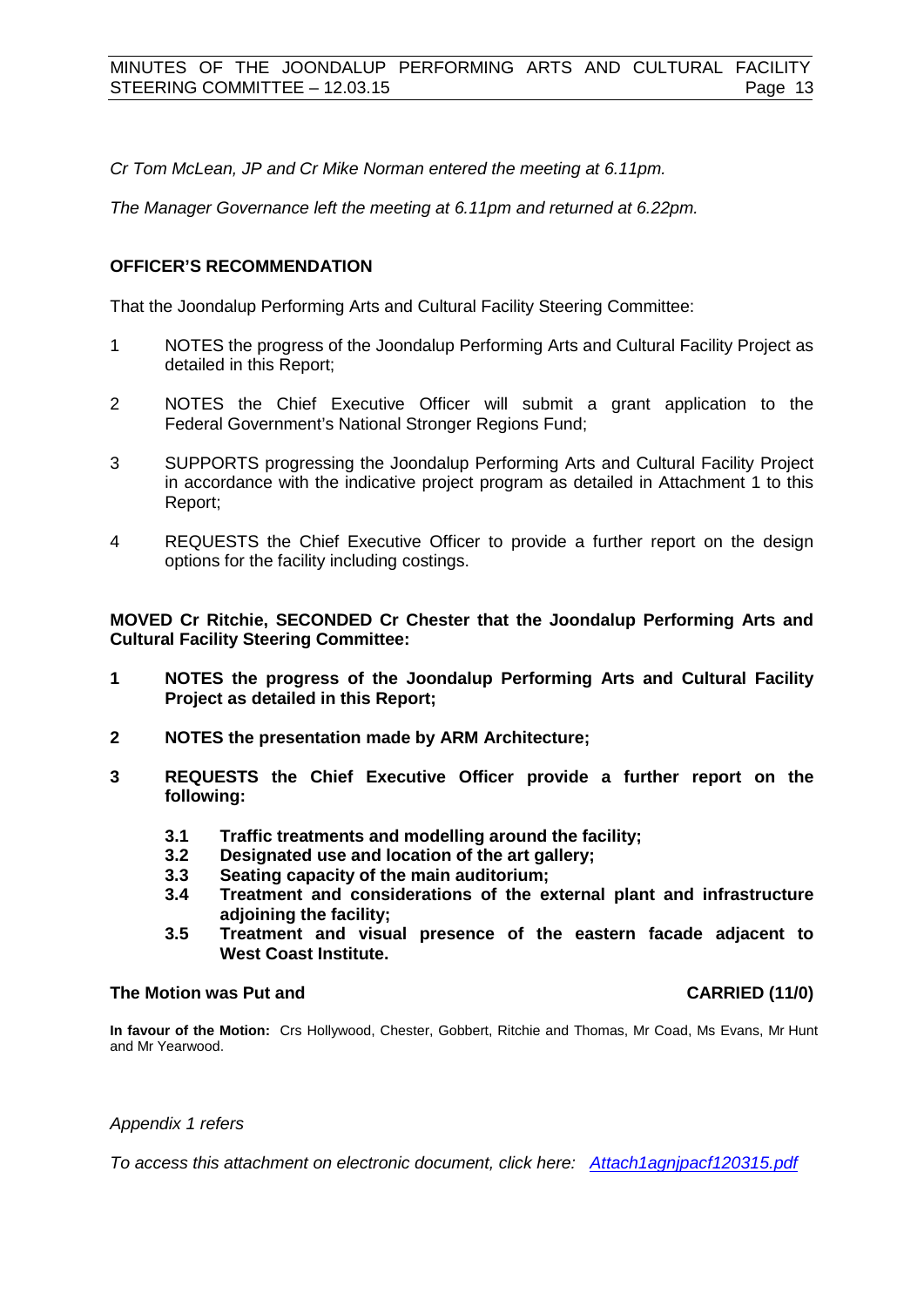*Cr Tom McLean, JP and Cr Mike Norman entered the meeting at 6.11pm.*

*The Manager Governance left the meeting at 6.11pm and returned at 6.22pm.*

**OFFICER'S RECOMMENDATION**

That the Joondalup Performing Arts and Cultural Facility Steering Committee:

1 NOTES the progress of the Joondalup Performing Arts and Cultural Facility Project as detailed in this Report;

2 NOTES the Chief Executive Officer will submit a grant application to the Federal Government's National Stronger Regions Fund;

3 SUPPORTS progressing the Joondalup Performing Arts and Cultural Facility Project in accordance with the indicative project program as detailed in Attachment 1 to this Report;

4 REQUESTS the Chief Executive Officer to provide a further report on the design options for the facility including costings.

**MOVED Cr Ritchie, SECONDED Cr Chester that the Joondalup Performing Arts and Cultural Facility Steering Committee:**

**1 NOTES the progress of the Joondalup Performing Arts and Cultural Facility Project as detailed in this Report;**

**2 NOTES the presentation made by ARM Architecture;**

**3 REQUESTS the Chief Executive Officer provide a further report on the following:**

**3.1 Traffic treatments and modelling around the facility;**
**3.2 Designated use and location of the art gallery;**
**3.3 Seating capacity of the main auditorium;**
**3.4 Treatment and considerations of the external plant and infrastructure adjoining the facility;**
**3.5 Treatment and visual presence of the eastern facade adjacent to West Coast Institute.**

**The Motion was Put and CARRIED (11/0)**

**In favour of the Motion:** Crs Hollywood, Chester, Gobbert, Ritchie and Thomas, Mr Coad, Ms Evans, Mr Hunt and Mr Yearwood.

*Appendix 1 refers*

*To access this attachment on electronic document, click here: Attach1agnjpacf120315.pdf*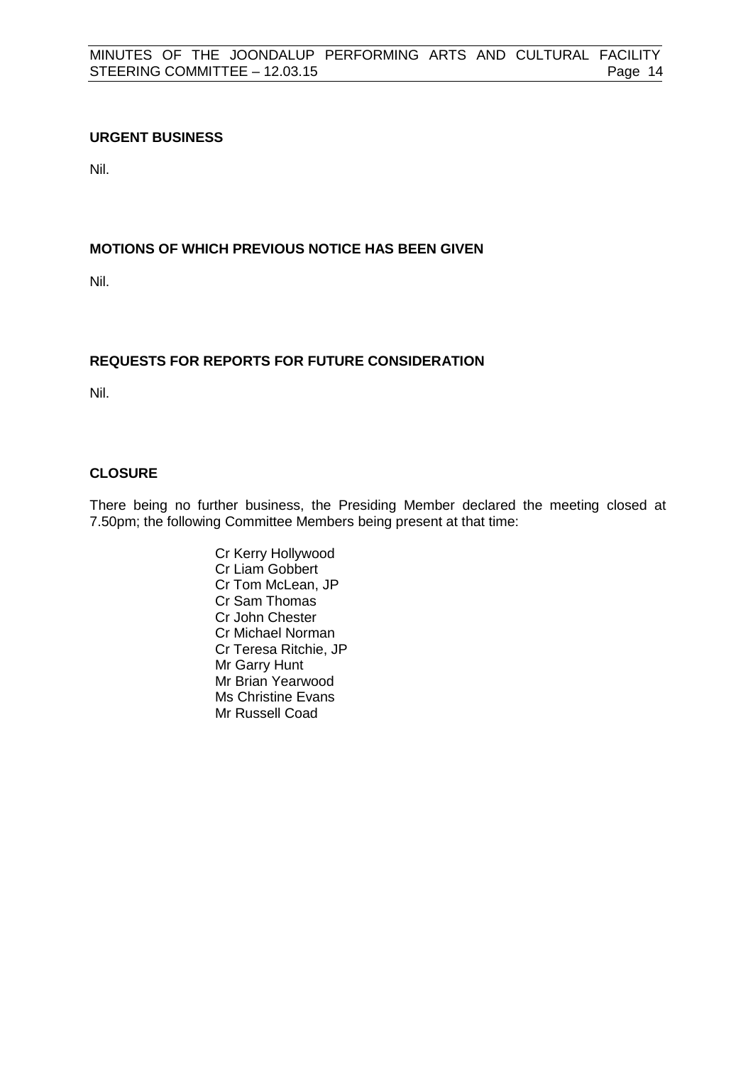## URGENT BUSINESS

Nil.

## MOTIONS OF WHICH PREVIOUS NOTICE HAS BEEN GIVEN

Nil.

## REQUESTS FOR REPORTS FOR FUTURE CONSIDERATION

Nil.

## CLOSURE

There being no further business, the Presiding Member declared the meeting closed at 7.50pm; the following Committee Members being present at that time:

Cr Kerry Hollywood
Cr Liam Gobbert
Cr Tom McLean, JP
Cr Sam Thomas
Cr John Chester
Cr Michael Norman
Cr Teresa Ritchie, JP
Mr Garry Hunt
Mr Brian Yearwood
Ms Christine Evans
Mr Russell Coad